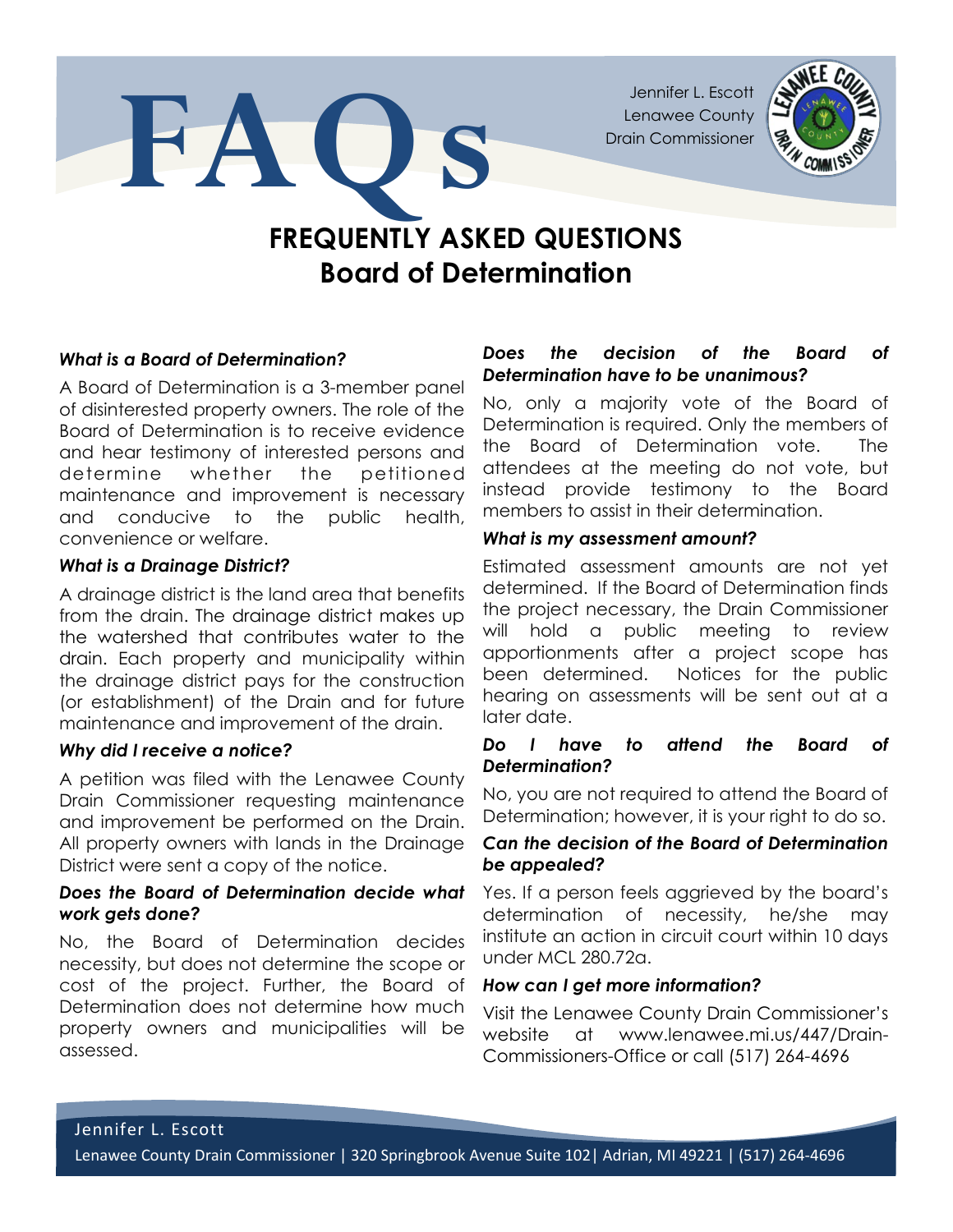# FAQs

Jennifer L. Escott
Lenawee County
Drain Commissioner

## FREQUENTLY ASKED QUESTIONS
## Board of Determination

***What is a Board of Determination?***

A Board of Determination is a 3-member panel of disinterested property owners. The role of the Board of Determination is to receive evidence and hear testimony of interested persons and determine whether the petitioned maintenance and improvement is necessary and conducive to the public health, convenience or welfare.

***What is a Drainage District?***

A drainage district is the land area that benefits from the drain. The drainage district makes up the watershed that contributes water to the drain. Each property and municipality within the drainage district pays for the construction (or establishment) of the Drain and for future maintenance and improvement of the drain.

***Why did I receive a notice?***

A petition was filed with the Lenawee County Drain Commissioner requesting maintenance and improvement be performed on the Drain. All property owners with lands in the Drainage District were sent a copy of the notice.

***Does the Board of Determination decide what work gets done?***

No, the Board of Determination decides necessity, but does not determine the scope or cost of the project. Further, the Board of Determination does not determine how much property owners and municipalities will be assessed.

***Does the decision of the Board of Determination have to be unanimous?***

No, only a majority vote of the Board of Determination is required. Only the members of the Board of Determination vote. The attendees at the meeting do not vote, but instead provide testimony to the Board members to assist in their determination.

***What is my assessment amount?***

Estimated assessment amounts are not yet determined. If the Board of Determination finds the project necessary, the Drain Commissioner will hold a public meeting to review apportionments after a project scope has been determined. Notices for the public hearing on assessments will be sent out at a later date.

***Do I have to attend the Board of Determination?***

No, you are not required to attend the Board of Determination; however, it is your right to do so.

***Can the decision of the Board of Determination be appealed?***

Yes. If a person feels aggrieved by the board's determination of necessity, he/she may institute an action in circuit court within 10 days under MCL 280.72a.

***How can I get more information?***

Visit the Lenawee County Drain Commissioner's website at www.lenawee.mi.us/447/Drain-Commissioners-Office or call (517) 264-4696

Jennifer L. Escott
Lenawee County Drain Commissioner | 320 Springbrook Avenue Suite 102| Adrian, MI 49221 | (517) 264-4696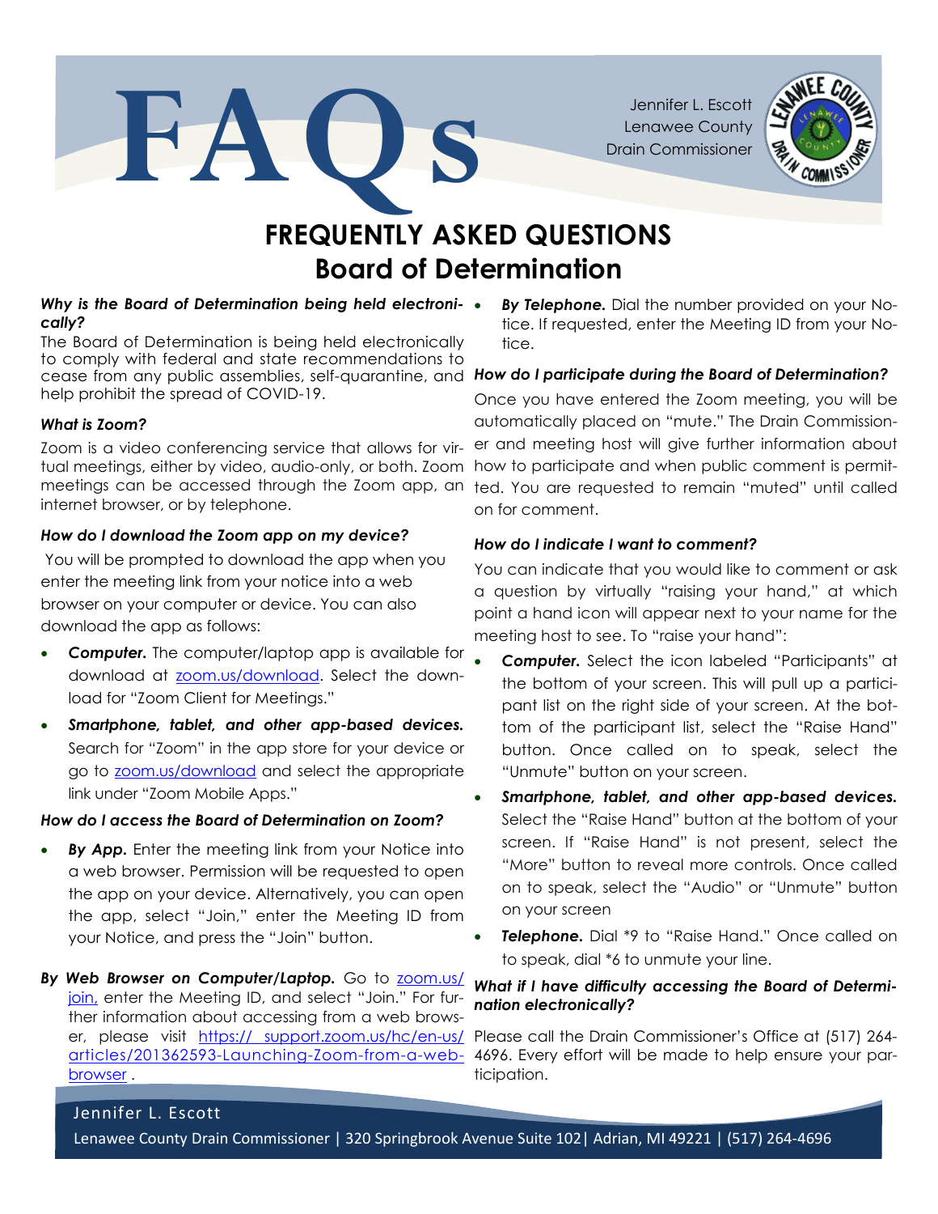# FAQs

Jennifer L. Escott
Lenawee County
Drain Commissioner

## FREQUENTLY ASKED QUESTIONS
## Board of Determination

***Why is the Board of Determination being held electronically?***

The Board of Determination is being held electronically to comply with federal and state recommendations to cease from any public assemblies, self-quarantine, and help prohibit the spread of COVID-19.

***What is Zoom?***

Zoom is a video conferencing service that allows for virtual meetings, either by video, audio-only, or both. Zoom meetings can be accessed through the Zoom app, an internet browser, or by telephone.

***How do I download the Zoom app on my device?***

You will be prompted to download the app when you enter the meeting link from your notice into a web browser on your computer or device. You can also download the app as follows:

- ***Computer.*** The computer/laptop app is available for download at zoom.us/download. Select the download for "Zoom Client for Meetings."
- ***Smartphone, tablet, and other app-based devices.*** Search for "Zoom" in the app store for your device or go to zoom.us/download and select the appropriate link under "Zoom Mobile Apps."

***How do I access the Board of Determination on Zoom?***

- ***By App.*** Enter the meeting link from your Notice into a web browser. Permission will be requested to open the app on your device. Alternatively, you can open the app, select "Join," enter the Meeting ID from your Notice, and press the "Join" button.

***By Web Browser on Computer/Laptop.*** Go to zoom.us/join, enter the Meeting ID, and select "Join." For further information about accessing from a web browser, please visit https:// support.zoom.us/hc/en-us/articles/201362593-Launching-Zoom-from-a-web-browser .

- ***By Telephone.*** Dial the number provided on your Notice. If requested, enter the Meeting ID from your Notice.

***How do I participate during the Board of Determination?***

Once you have entered the Zoom meeting, you will be automatically placed on "mute." The Drain Commissioner and meeting host will give further information about how to participate and when public comment is permitted. You are requested to remain "muted" until called on for comment.

***How do I indicate I want to comment?***

You can indicate that you would like to comment or ask a question by virtually "raising your hand," at which point a hand icon will appear next to your name for the meeting host to see. To "raise your hand":

- ***Computer.*** Select the icon labeled "Participants" at the bottom of your screen. This will pull up a participant list on the right side of your screen. At the bottom of the participant list, select the "Raise Hand" button. Once called on to speak, select the "Unmute" button on your screen.
- ***Smartphone, tablet, and other app-based devices.*** Select the "Raise Hand" button at the bottom of your screen. If "Raise Hand" is not present, select the "More" button to reveal more controls. Once called on to speak, select the "Audio" or "Unmute" button on your screen
- ***Telephone.*** Dial *9 to "Raise Hand." Once called on to speak, dial *6 to unmute your line.

***What if I have difficulty accessing the Board of Determination electronically?***

Please call the Drain Commissioner's Office at (517) 264-4696. Every effort will be made to help ensure your participation.

Jennifer L. Escott
Lenawee County Drain Commissioner | 320 Springbrook Avenue Suite 102| Adrian, MI 49221 | (517) 264-4696